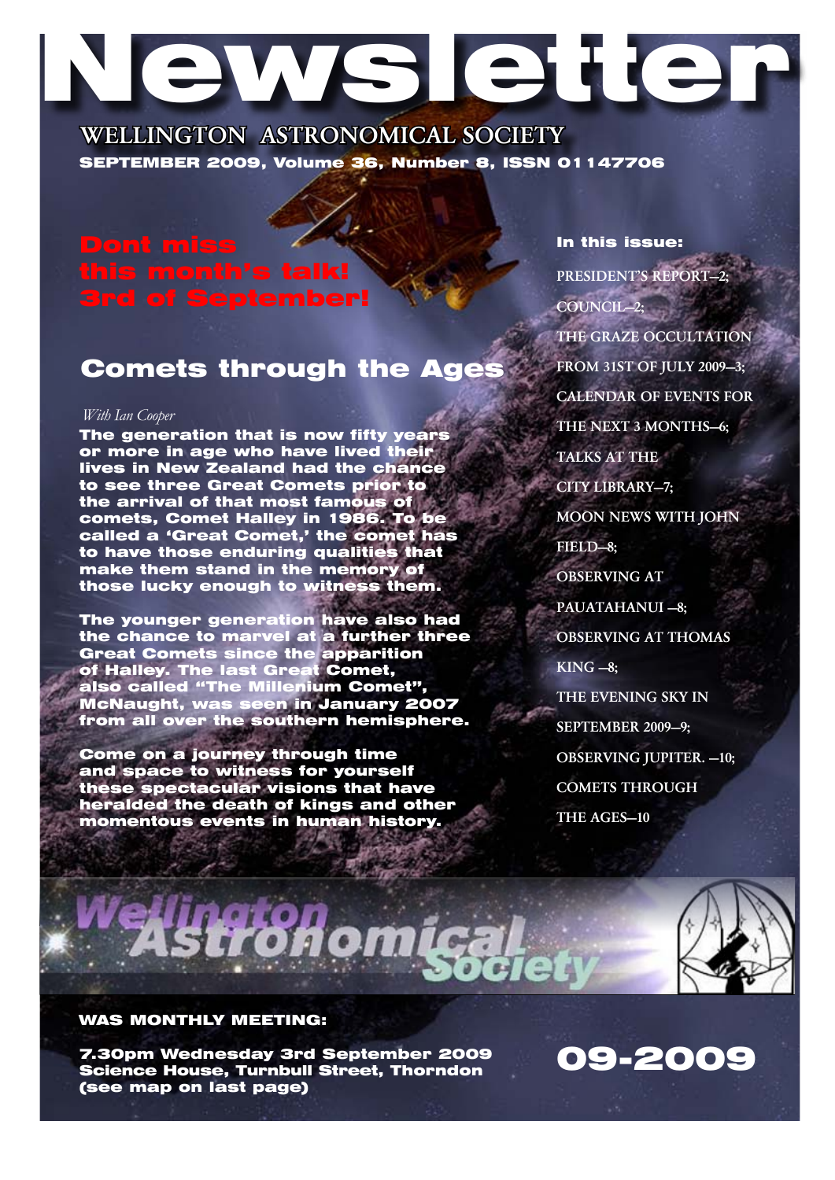# Newsletter

## WELLINGTON ASTRONOMICAL SOCIETY

**SEPTEMBER 2009, Volume 36, Number 8, ISSN 01 147706**

**Dont miss this month's talk! 3rd of September!**

## Comets through the Ages

*With Ian Cooper*

**The generation that is now fifty years or more in age who have lived their lives in New Zealand had the chance to see three Great Comets prior to the arrival of that most famous of comets, Comet Halley in 1986. To be called a 'Great Comet,' the comet has to have those enduring qualities that make them stand in the memory of those lucky enough to witness them.**

**The younger generation have also had the chance to marvel at a further three Great Comets since the apparition of Halley. The last Great Comet, also called "The Millenium Comet", McNaught, was seen in January 2007 from all over the southern hemisphere.**

**Come on a journey through time and space to witness for yourself these spectacular visions that have heralded the death of kings and other momentous events in human history.**

**In this issue:**

- PRESIDENT'S REPORT–2;
- COUNCIL–2;
- THE GRAZE OCCULTATION FROM 31ST OF JULY 2009–3;
- CALENDAR OF EVENTS FOR THE NEXT 3 MONTHS–6;
- TALKS AT THE CITY LIBRARY–7;
- MOON NEWS WITH JOHN FIELD–8;
- OBSERVING AT PAUATAHANUI –8;
- OBSERVING AT THOMAS KING –8;
- THE EVENING SKY IN SEPTEMBER 2009–9;
- OBSERVING JUPITER. –10;
- COMETS THROUGH THE AGES–10

Wellington Astronomical Society

**WAS MONTHLY MEETING:**

**7.30pm Wednesday 3rd September 2009**
**Science House, Turnbull Street, Thorndon**
**(see map on last page)**

**09-2009**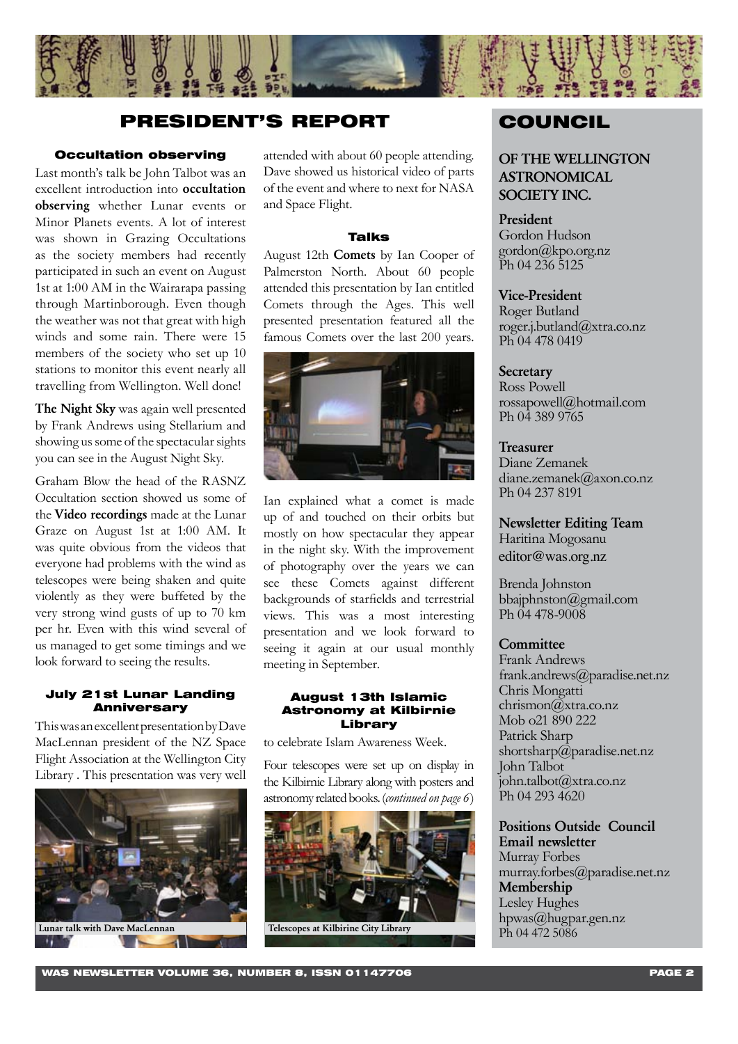# PRESIDENT'S REPORT

### Occultation observing

Last month's talk be John Talbot was an excellent introduction into **occultation observing** whether Lunar events or Minor Planets events. A lot of interest was shown in Grazing Occultations as the society members had recently participated in such an event on August 1st at 1:00 AM in the Wairarapa passing through Martinborough. Even though the weather was not that great with high winds and some rain. There were 15 members of the society who set up 10 stations to monitor this event nearly all travelling from Wellington. Well done!

**The Night Sky** was again well presented by Frank Andrews using Stellarium and showing us some of the spectacular sights you can see in the August Night Sky.

Graham Blow the head of the RASNZ Occultation section showed us some of the **Video recordings** made at the Lunar Graze on August 1st at 1:00 AM. It was quite obvious from the videos that everyone had problems with the wind as telescopes were being shaken and quite violently as they were buffeted by the very strong wind gusts of up to 70 km per hr. Even with this wind several of us managed to get some timings and we look forward to seeing the results.

### July 21st Lunar Landing Anniversary

This was an excellent presentation by Dave MacLennan president of the NZ Space Flight Association at the Wellington City Library . This presentation was very well attended with about 60 people attending. Dave showed us historical video of parts of the event and where to next for NASA and Space Flight.

Lunar talk with Dave MacLennan

### Talks

August 12th **Comets** by Ian Cooper of Palmerston North. About 60 people attended this presentation by Ian entitled Comets through the Ages. This well presented presentation featured all the famous Comets over the last 200 years.

Ian explained what a comet is made up of and touched on their orbits but mostly on how spectacular they appear in the night sky. With the improvement of photography over the years we can see these Comets against different backgrounds of starfields and terrestrial views. This was a most interesting presentation and we look forward to seeing it again at our usual monthly meeting in September.

### August 13th Islamic Astronomy at Kilbirnie Library

to celebrate Islam Awareness Week.

Four telescopes were set up on display in the Kilbirnie Library along with posters and astronomy related books. *(continued on page 6)*

Telescopes at Kilbirine City Library

# COUNCIL

## OF THE WELLINGTON ASTRONOMICAL SOCIETY INC.

**President**
Gordon Hudson
gordon@kpo.org.nz
Ph 04 236 5125

**Vice-President**
Roger Butland
roger.j.butland@xtra.co.nz
Ph 04 478 0419

**Secretary**
Ross Powell
rossapowell@hotmail.com
Ph 04 389 9765

**Treasurer**
Diane Zemanek
diane.zemanek@axon.co.nz
Ph 04 237 8191

**Newsletter Editing Team**
Haritina Mogosanu
editor@was.org.nz

Brenda Johnston
bbajphnston@gmail.com
Ph 04 478-9008

**Committee**
Frank Andrews
frank.andrews@paradise.net.nz
Chris Mongatti
chrismon@xtra.co.nz
Mob o21 890 222
Patrick Sharp
shortsharp@paradise.net.nz
John Talbot
john.talbot@xtra.co.nz
Ph 04 293 4620

**Positions Outside Council**
**Email newsletter**
Murray Forbes
murray.forbes@paradise.net.nz
**Membership**
Lesley Hughes
hpwas@hugpar.gen.nz
Ph 04 472 5086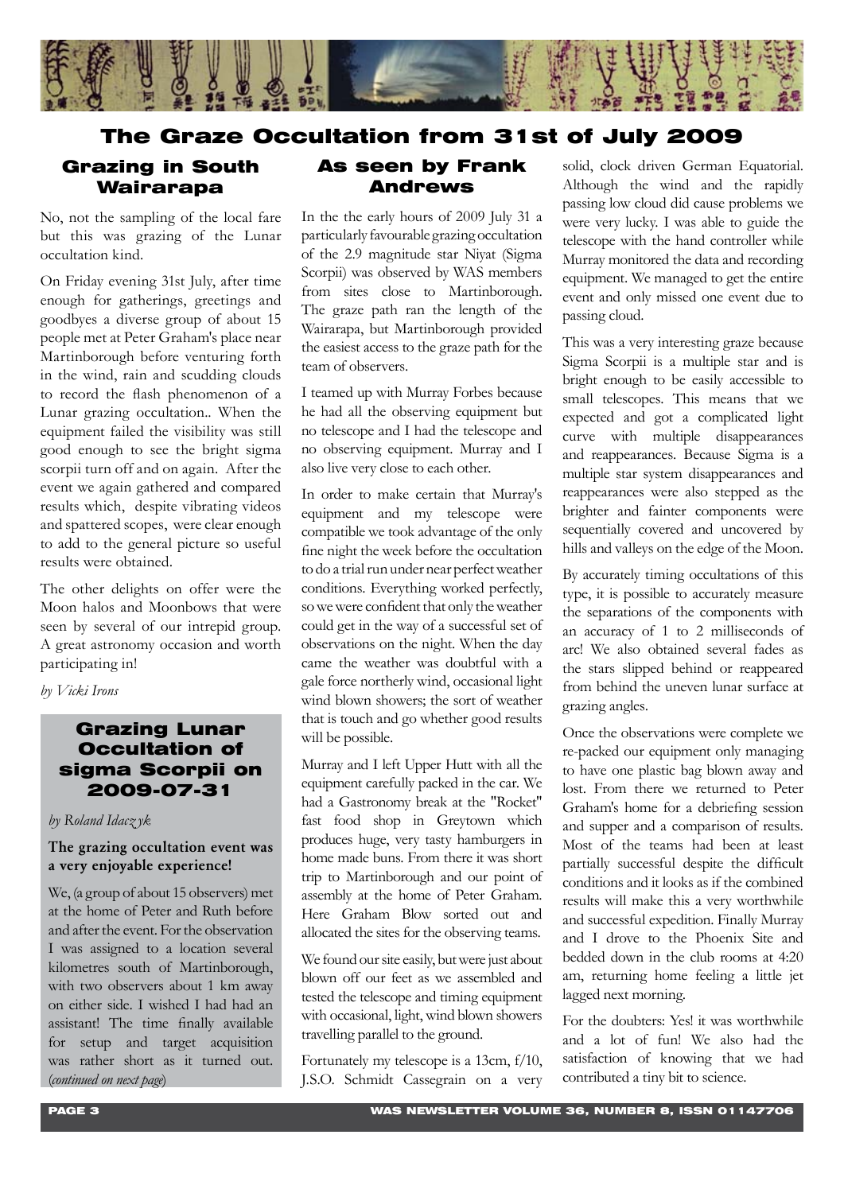# The Graze Occultation from 31st of July 2009

## Grazing in South Wairarapa

No, not the sampling of the local fare but this was grazing of the Lunar occultation kind.

On Friday evening 31st July, after time enough for gatherings, greetings and goodbyes a diverse group of about 15 people met at Peter Graham's place near Martinborough before venturing forth in the wind, rain and scudding clouds to record the flash phenomenon of a Lunar grazing occultation.. When the equipment failed the visibility was still good enough to see the bright sigma scorpii turn off and on again. After the event we again gathered and compared results which, despite vibrating videos and spattered scopes, were clear enough to add to the general picture so useful results were obtained.

The other delights on offer were the Moon halos and Moonbows that were seen by several of our intrepid group. A great astronomy occasion and worth participating in!

*by Vicki Irons*

## Grazing Lunar Occultation of sigma Scorpii on 2009-07-31

*by Roland Idaczyk*

**The grazing occultation event was a very enjoyable experience!**

We, (a group of about 15 observers) met at the home of Peter and Ruth before and after the event. For the observation I was assigned to a location several kilometres south of Martinborough, with two observers about 1 km away on either side. I wished I had had an assistant! The time finally available for setup and target acquisition was rather short as it turned out. (*continued on next page*)

## As seen by Frank Andrews

In the the early hours of 2009 July 31 a particularly favourable grazing occultation of the 2.9 magnitude star Niyat (Sigma Scorpii) was observed by WAS members from sites close to Martinborough. The graze path ran the length of the Wairarapa, but Martinborough provided the easiest access to the graze path for the team of observers.

I teamed up with Murray Forbes because he had all the observing equipment but no telescope and I had the telescope and no observing equipment. Murray and I also live very close to each other.

In order to make certain that Murray's equipment and my telescope were compatible we took advantage of the only fine night the week before the occultation to do a trial run under near perfect weather conditions. Everything worked perfectly, so we were confident that only the weather could get in the way of a successful set of observations on the night. When the day came the weather was doubtful with a gale force northerly wind, occasional light wind blown showers; the sort of weather that is touch and go whether good results will be possible.

Murray and I left Upper Hutt with all the equipment carefully packed in the car. We had a Gastronomy break at the "Rocket" fast food shop in Greytown which produces huge, very tasty hamburgers in home made buns. From there it was short trip to Martinborough and our point of assembly at the home of Peter Graham. Here Graham Blow sorted out and allocated the sites for the observing teams.

We found our site easily, but were just about blown off our feet as we assembled and tested the telescope and timing equipment with occasional, light, wind blown showers travelling parallel to the ground.

Fortunately my telescope is a 13cm, f/10, J.S.O. Schmidt Cassegrain on a very solid, clock driven German Equatorial. Although the wind and the rapidly passing low cloud did cause problems we were very lucky. I was able to guide the telescope with the hand controller while Murray monitored the data and recording equipment. We managed to get the entire event and only missed one event due to passing cloud.

This was a very interesting graze because Sigma Scorpii is a multiple star and is bright enough to be easily accessible to small telescopes. This means that we expected and got a complicated light curve with multiple disappearances and reappearances. Because Sigma is a multiple star system disappearances and reappearances were also stepped as the brighter and fainter components were sequentially covered and uncovered by hills and valleys on the edge of the Moon.

By accurately timing occultations of this type, it is possible to accurately measure the separations of the components with an accuracy of 1 to 2 milliseconds of arc! We also obtained several fades as the stars slipped behind or reappeared from behind the uneven lunar surface at grazing angles.

Once the observations were complete we re-packed our equipment only managing to have one plastic bag blown away and lost. From there we returned to Peter Graham's home for a debriefing session and supper and a comparison of results. Most of the teams had been at least partially successful despite the difficult conditions and it looks as if the combined results will make this a very worthwhile and successful expedition. Finally Murray and I drove to the Phoenix Site and bedded down in the club rooms at 4:20 am, returning home feeling a little jet lagged next morning.

For the doubters: Yes! it was worthwhile and a lot of fun! We also had the satisfaction of knowing that we had contributed a tiny bit to science.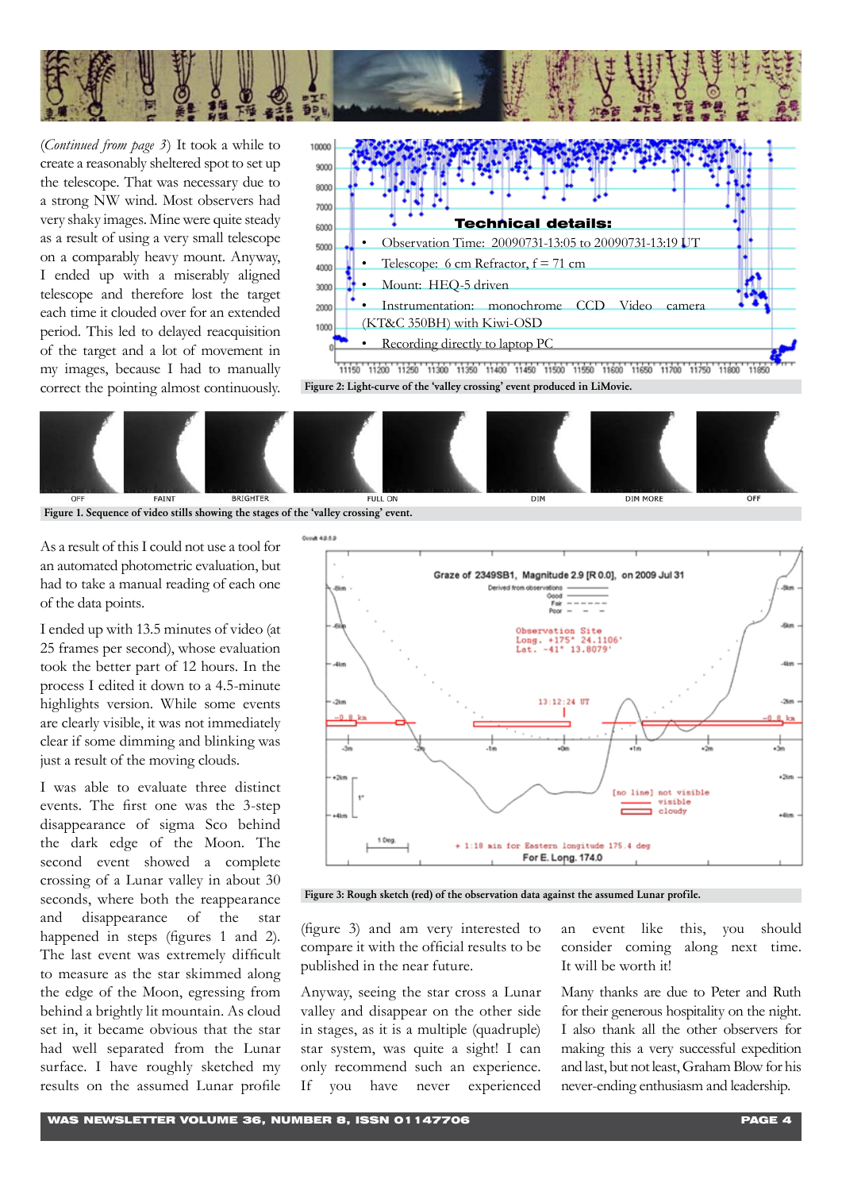(*Continued from page 3*) It took a while to create a reasonably sheltered spot to set up the telescope. That was necessary due to a strong NW wind. Most observers had very shaky images. Mine were quite steady as a result of using a very small telescope on a comparably heavy mount. Anyway, I ended up with a miserably aligned telescope and therefore lost the target each time it clouded over for an extended period. This led to delayed reacquisition of the target and a lot of movement in my images, because I had to manually correct the pointing almost continuously.

**Technical details:**

- Observation Time: 20090731-13:05 to 20090731-13:19 UT
- Telescope: 6 cm Refractor, f = 71 cm
- Mount: HEQ-5 driven
- Instrumentation: monochrome CCD Video camera (KT&C 350BH) with Kiwi-OSD
- Recording directly to laptop PC

**Figure 2: Light-curve of the 'valley crossing' event produced in LiMovie.**

OFF FAINT BRIGHTER FULL ON DIM DIM MORE OFF

**Figure 1. Sequence of video stills showing the stages of the 'valley crossing' event.**

As a result of this I could not use a tool for an automated photometric evaluation, but had to take a manual reading of each one of the data points.

I ended up with 13.5 minutes of video (at 25 frames per second), whose evaluation took the better part of 12 hours. In the process I edited it down to a 4.5-minute highlights version. While some events are clearly visible, it was not immediately clear if some dimming and blinking was just a result of the moving clouds.

I was able to evaluate three distinct events. The first one was the 3-step disappearance of sigma Sco behind the dark edge of the Moon. The second event showed a complete crossing of a Lunar valley in about 30 seconds, where both the reappearance and disappearance happened in steps (figures 1 and 2). The last event was extremely difficult to measure as the star skimmed along the edge of the Moon, egressing from behind a brightly lit mountain. As cloud set in, it became obvious that the star had well separated from the Lunar surface. I have roughly sketched my results on the assumed Lunar profile (figure 3) and am very interested to compare it with the official results to be published in the near future.

**Figure 3: Rough sketch (red) of the observation data against the assumed Lunar profile.**

Anyway, seeing the star cross a Lunar valley and disappear on the other side in stages, as it is a multiple (quadruple) star system, was quite a sight! I can only recommend such an experience. If you have never experienced an event like this, you should consider coming along next time. It will be worth it!

Many thanks are due to Peter and Ruth for their generous hospitality on the night. I also thank all the other observers for making this a very successful expedition and last, but not least, Graham Blow for his never-ending enthusiasm and leadership.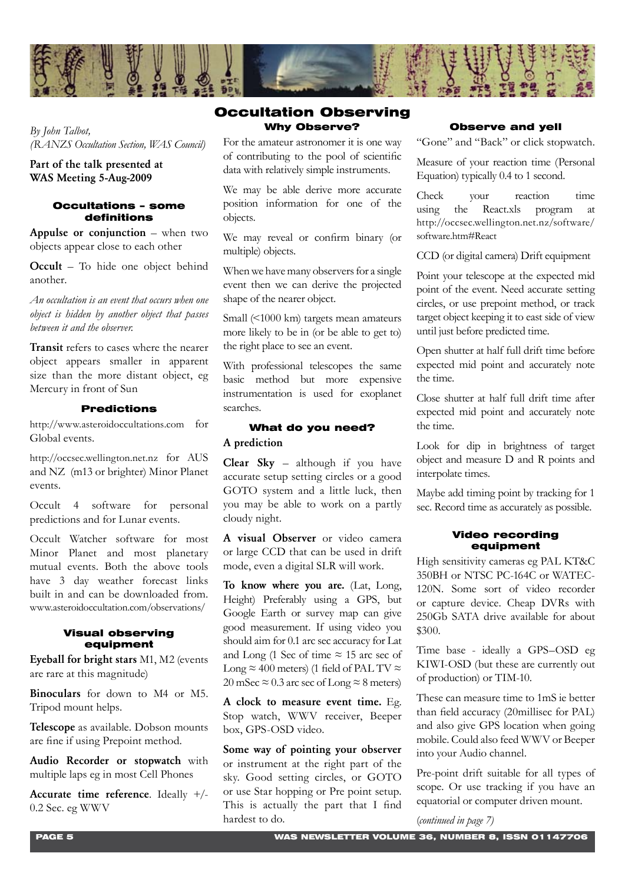# Occultation Observing

*By John Talbot, (RANZS Occultation Section, WAS Council)*

**Part of the talk presented at WAS Meeting 5-Aug-2009**

### Occultations - some definitions

**Appulse or conjunction** – when two objects appear close to each other

**Occult** – To hide one object behind another.

*An occultation is an event that occurs when one object is hidden by another object that passes between it and the observer.*

**Transit** refers to cases where the nearer object appears smaller in apparent size than the more distant object, eg Mercury in front of Sun

### Predictions

http://www.asteroidoccultations.com for Global events.

http://occsec.wellington.net.nz for AUS and NZ (m13 or brighter) Minor Planet events.

Occult 4 software for personal predictions and for Lunar events.

Occult Watcher software for most Minor Planet and most planetary mutual events. Both the above tools have 3 day weather forecast links built in and can be downloaded from. www.asteroidoccultation.com/observations/

### Visual observing equipment

**Eyeball for bright stars** M1, M2 (events are rare at this magnitude)

**Binoculars** for down to M4 or M5. Tripod mount helps.

**Telescope** as available. Dobson mounts are fine if using Prepoint method.

**Audio Recorder or stopwatch** with multiple laps eg in most Cell Phones

**Accurate time reference**. Ideally +/- 0.2 Sec. eg WWV

### Why Observe?

For the amateur astronomer it is one way of contributing to the pool of scientific data with relatively simple instruments.

We may be able derive more accurate position information for one of the objects.

We may reveal or confirm binary (or multiple) objects.

When we have many observers for a single event then we can derive the projected shape of the nearer object.

Small (<1000 km) targets mean amateurs more likely to be in (or be able to get to) the right place to see an event.

With professional telescopes the same basic method but more expensive instrumentation is used for exoplanet searches.

### What do you need?

**A prediction**

**Clear Sky** – although if you have accurate setup setting circles or a good GOTO system and a little luck, then you may be able to work on a partly cloudy night.

**A visual Observer** or video camera or large CCD that can be used in drift mode, even a digital SLR will work.

**To know where you are.** (Lat, Long, Height) Preferably using a GPS, but Google Earth or survey map can give good measurement. If using video you should aim for 0.1 arc sec accuracy for Lat and Long (1 Sec of time ≈ 15 arc sec of Long ≈ 400 meters) (1 field of PAL TV ≈ 20 mSec ≈ 0.3 arc sec of Long ≈ 8 meters)

**A clock to measure event time.** Eg. Stop watch, WWV receiver, Beeper box, GPS-OSD video.

**Some way of pointing your observer** or instrument at the right part of the sky. Good setting circles, or GOTO or use Star hopping or Pre point setup. This is actually the part that I find hardest to do.

### Observe and yell

"Gone" and "Back" or click stopwatch.

Measure of your reaction time (Personal Equation) typically 0.4 to 1 second.

Check your reaction time using the React.xls program at http://occsec.wellington.net.nz/software/software.htm#React

CCD (or digital camera) Drift equipment

Point your telescope at the expected mid point of the event. Need accurate setting circles, or use prepoint method, or track target object keeping it to east side of view until just before predicted time.

Open shutter at half full drift time before expected mid point and accurately note the time.

Close shutter at half full drift time after expected mid point and accurately note the time.

Look for dip in brightness of target object and measure D and R points and interpolate times.

Maybe add timing point by tracking for 1 sec. Record time as accurately as possible.

### Video recording equipment

High sensitivity cameras eg PAL KT&C 350BH or NTSC PC-164C or WATEC-120N. Some sort of video recorder or capture device. Cheap DVRs with 250Gb SATA drive available for about $300.

Time base - ideally a GPS–OSD eg KIWI-OSD (but these are currently out of production) or TIM-10.

These can measure time to 1mS ie better than field accuracy (20millisec for PAL) and also give GPS location when going mobile. Could also feed WWV or Beeper into your Audio channel.

Pre-point drift suitable for all types of scope. Or use tracking if you have an equatorial or computer driven mount.

*(continued in page 7)*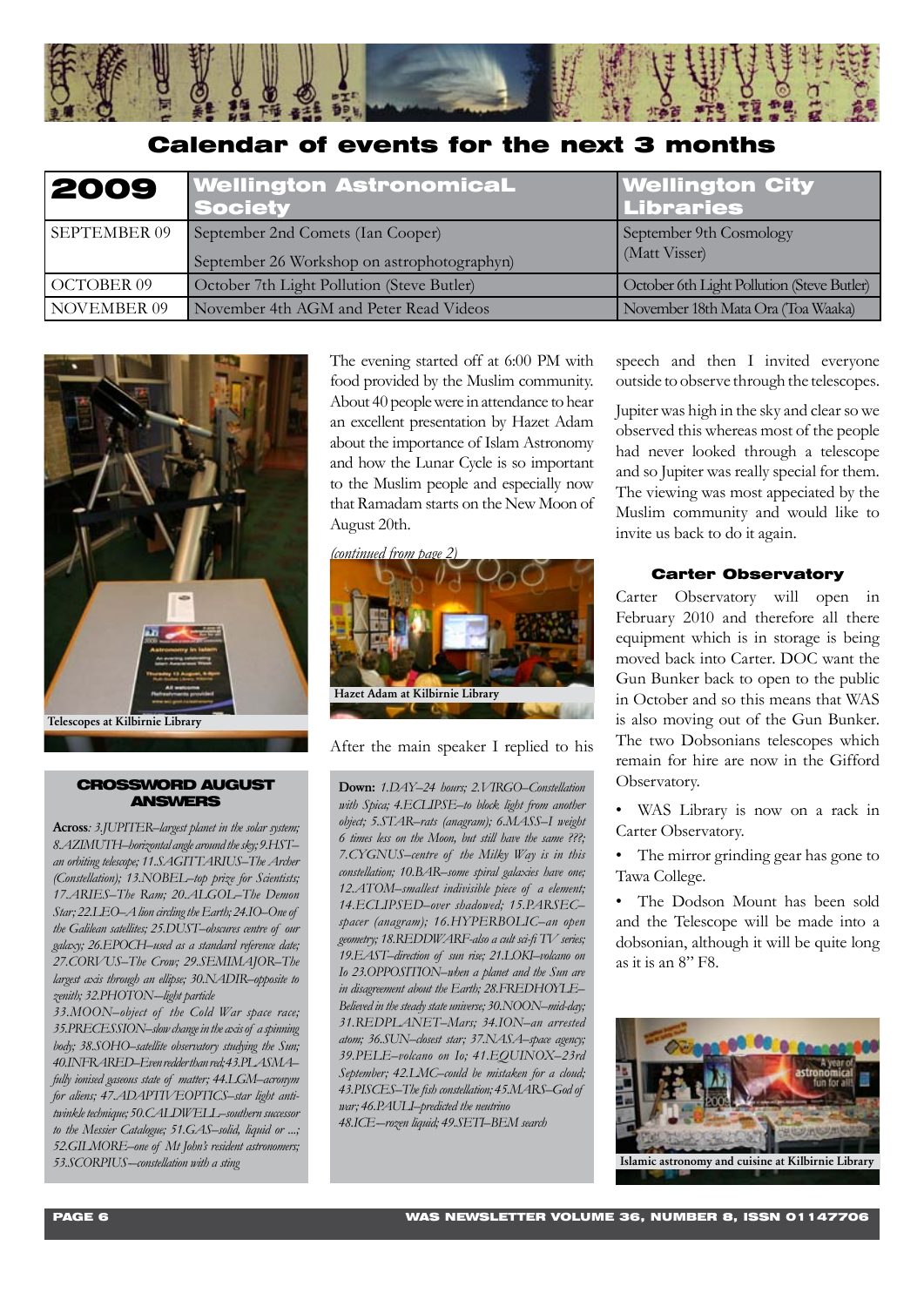## Calendar of events for the next 3 months

| 2009 | Wellington AstronomicaL Society | Wellington City Libraries |
|---|---|---|
| SEPTEMBER 09 | September 2nd Comets (Ian Cooper)<br>September 26 Workshop on astrophotographyn) | September 9th Cosmology (Matt Visser) |
| OCTOBER 09 | October 7th Light Pollution (Steve Butler) | October 6th Light Pollution (Steve Butler) |
| NOVEMBER 09 | November 4th AGM and Peter Read Videos | November 18th Mata Ora (Toa Waaka) |

Telescopes at Kilbirnie Library

The evening started off at 6:00 PM with food provided by the Muslim community. About 40 people were in attendance to hear an excellent presentation by Hazet Adam about the importance of Islam Astronomy and how the Lunar Cycle is so important to the Muslim people and especially now that Ramadam starts on the New Moon of August 20th.

*(continued from page 2)*

Hazet Adam at Kilbirnie Library

After the main speaker I replied to his speech and then I invited everyone outside to observe through the telescopes.

Jupiter was high in the sky and clear so we observed this whereas most of the people had never looked through a telescope and so Jupiter was really special for them. The viewing was most appeciated by the Muslim community and would like to invite us back to do it again.

### Carter Observatory

Carter Observatory will open in February 2010 and therefore all there equipment which is in storage is being moved back into Carter. DOC want the Gun Bunker back to open to the public in October and so this means that WAS is also moving out of the Gun Bunker. The two Dobsonians telescopes which remain for hire are now in the Gifford Observatory.

- WAS Library is now on a rack in Carter Observatory.
- The mirror grinding gear has gone to Tawa College.
- The Dodson Mount has been sold and the Telescope will be made into a dobsonian, although it will be quite long as it is an 8" F8.

Islamic astronomy and cuisine at Kilbirnie Library

### CROSSWORD AUGUST ANSWERS

**Across***: 3.JUPITER–largest planet in the solar system; 8.AZIMUTH–horizontal angle around the sky; 9.HST–an orbiting telescope; 11.SAGITTARIUS–The Archer (Constellation); 13.NOBEL–top prize for Scientists; 17.ARIES–The Ram; 20.ALGOL–The Demon Star; 22.LEO–A lion circling the Earth; 24.IO–One of the Galilean satellites; 25.DUST–obscures centre of our galaxy; 26.EPOCH–used as a standard reference date; 27.CORVUS–The Crow; 29.SEMIMAJOR–The largest axis through an ellipse; 30.NADIR–opposite to zenith; 32.PHOTON–light particle*

*33.MOON–object of the Cold War space race; 35.PRECESSION–slow change in the axis of a spinning body; 38.SOHO–satellite observatory studying the Sun; 40.INFRARED–Even redder than red; 44.PLASMA–fully ionised gaseous state of matter; 44.LGM–acronym for aliens; 47.ADAPTIVEOPTICS–star light anti-twinkle technique; 50.CALDWELL–southern successor to the Messier Catalogue; 51.GAS–solid, liquid or ...; 52.GILMORE–one of Mt John's resident astronomers; 53.SCORPIUS–constellation with a sting*

**Down:** *1.DAY–24 hours; 2.VIRGO–Constellation with Spica; 4.ECLIPSE–to block light from another object; 5.STAR–rats (anagram); 6.MASS–I weight 6 times less on the Moon, but still have the same ???; 7.CYGNUS–centre of the Milky Way is in this constellation; 10.BAR–some spiral galaxies have one; 12.ATOM–smallest indivisible piece of a element; 14.ECLIPSED–over shadowed; 15.PARSEC–spacer (anagram); 16.HYPERBOLIC–an open geometry; 18.REDDWARF-also a cult sci-fi TV series; 19.EAST–direction of sun rise; 21.LOKI–volcano on Io 23.OPPOSITION–when a planet and the Sun are in disagreement about the Earth; 28.FREDHOYLE–Believed in the steady state universe; 30.NOON–mid-day; 31.REDPLANET–Mars; 34.ION–an arrested atom; 36.SUN–closest star; 37.NASA–space agency; 39.PELE–volcano on Io; 41.EQUINOX–23rd September; 42.LMC–could be mistaken for a cloud; 43.PISCES–The fish constellation; 45.MARS–God of war; 46.PAULI–predicted the neutrino 48.ICE–rozen liquid; 49.SETI–BEM search*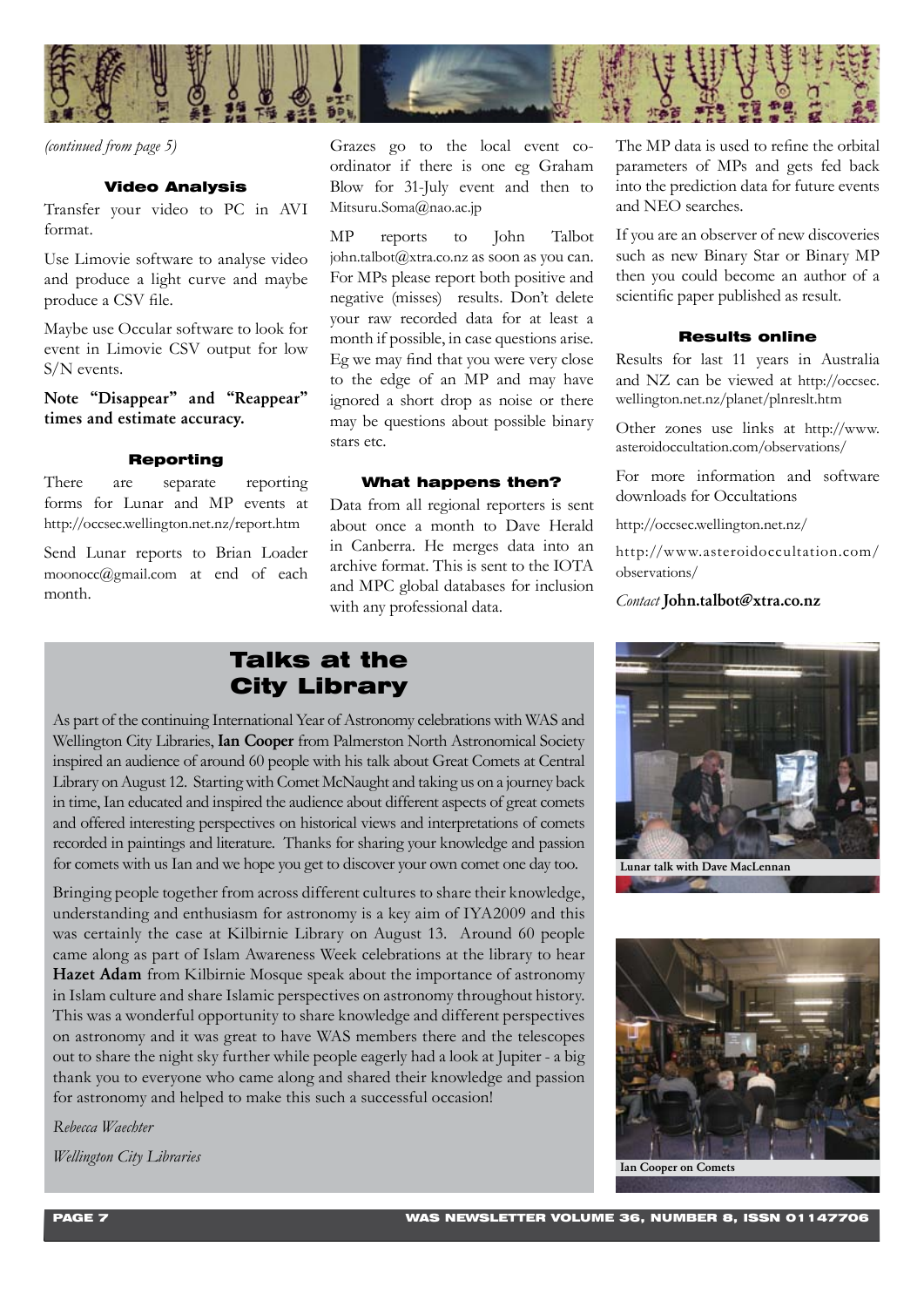*(continued from page 5)*

### Video Analysis

Transfer your video to PC in AVI format.

Use Limovie software to analyse video and produce a light curve and maybe produce a CSV file.

Maybe use Occular software to look for event in Limovie CSV output for low S/N events.

**Note "Disappear" and "Reappear" times and estimate accuracy.**

### Reporting

There are separate reporting forms for Lunar and MP events at http://occsec.wellington.net.nz/report.htm

Send Lunar reports to Brian Loader moonocc@gmail.com at end of each month.

Grazes go to the local event co-ordinator if there is one eg Graham Blow for 31-July event and then to Mitsuru.Soma@nao.ac.jp

MP reports to John Talbot john.talbot@xtra.co.nz as soon as you can. For MPs please report both positive and negative (misses) results. Don't delete your raw recorded data for at least a month if possible, in case questions arise. Eg we may find that you were very close to the edge of an MP and may have ignored a short drop as noise or there may be questions about possible binary stars etc.

### What happens then?

Data from all regional reporters is sent about once a month to Dave Herald in Canberra. He merges data into an archive format. This is sent to the IOTA and MPC global databases for inclusion with any professional data.

The MP data is used to refine the orbital parameters of MPs and gets fed back into the prediction data for future events and NEO searches.

If you are an observer of new discoveries such as new Binary Star or Binary MP then you could become an author of a scientific paper published as result.

### Results online

Results for last 11 years in Australia and NZ can be viewed at http://occsec.wellington.net.nz/planet/plnreslt.htm

Other zones use links at http://www.asteroidoccultation.com/observations/

For more information and software downloads for Occultations

http://occsec.wellington.net.nz/

http://www.asteroidoccultation.com/observations/

*Contact* **John.talbot@xtra.co.nz**

## Talks at the City Library

As part of the continuing International Year of Astronomy celebrations with WAS and Wellington City Libraries, **Ian Cooper** from Palmerston North Astronomical Society inspired an audience of around 60 people with his talk about Great Comets at Central Library on August 12. Starting with Comet McNaught and taking us on a journey back in time, Ian educated and inspired the audience about different aspects of great comets and offered interesting perspectives on historical views and interpretations of comets recorded in paintings and literature. Thanks for sharing your knowledge and passion for comets with us Ian and we hope you get to discover your own comet one day too.

Bringing people together from across different cultures to share their knowledge, understanding and enthusiasm for astronomy is a key aim of IYA2009 and this was certainly the case at Kilbirnie Library on August 13. Around 60 people came along as part of Islam Awareness Week celebrations at the library to hear **Hazet Adam** from Kilbirnie Mosque speak about the importance of astronomy in Islam culture and share Islamic perspectives on astronomy throughout history. This was a wonderful opportunity to share knowledge and different perspectives on astronomy and it was great to have WAS members there and the telescopes out to share the night sky further while people eagerly had a look at Jupiter - a big thank you to everyone who came along and shared their knowledge and passion for astronomy and helped to make this such a successful occasion!

*Rebecca Waechter*

*Wellington City Libraries*

**Lunar talk with Dave MacLennan**

**Ian Cooper on Comets**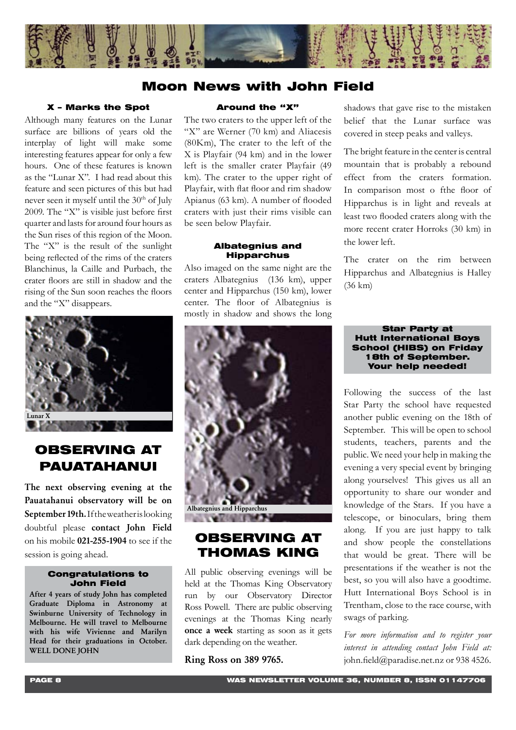# Moon News with John Field

### X – Marks the Spot

Although many features on the Lunar surface are billions of years old the interplay of light will make some interesting features appear for only a few hours. One of these features is known as the "Lunar X". I had read about this feature and seen pictures of this but had never seen it myself until the 30th of July 2009. The "X" is visible just before first quarter and lasts for around four hours as the Sun rises of this region of the Moon. The "X" is the result of the sunlight being reflected of the rims of the craters Blanchinus, la Caille and Purbach, the crater floors are still in shadow and the rising of the Sun soon reaches the floors and the "X" disappears.

Lunar X

### Around the "X"

The two craters to the upper left of the "X" are Werner (70 km) and Aliacesis (80Km), The crater to the left of the X is Playfair (94 km) and in the lower left is the smaller crater Playfair (49 km). The crater to the upper right of Playfair, with flat floor and rim shadow Apianus (63 km). A number of flooded craters with just their rims visible can be seen below Playfair.

### Albategnius and Hipparchus

Also imaged on the same night are the craters Albategnius (136 km), upper center and Hipparchus (150 km), lower center. The floor of Albategnius is mostly in shadow and shows the long shadows that gave rise to the mistaken belief that the Lunar surface was covered in steep peaks and valleys.

The bright feature in the center is central mountain that is probably a rebound effect from the craters formation. In comparison most o fthe floor of Hipparchus is in light and reveals at least two flooded craters along with the more recent crater Horroks (30 km) in the lower left.

The crater on the rim between Hipparchus and Albategnius is Halley (36 km)

Albategnius and Hipparchus

## OBSERVING AT PAUATAHANUI

**The next observing evening at the Pauatahanui observatory will be on September 19th.** If the weather is looking doubtful please **contact John Field** on his mobile **021-255-1904** to see if the session is going ahead.

### Congratulations to John Field

**After 4 years of study John has completed Graduate Diploma in Astronomy at Swinburne University of Technology in Melbourne. He will travel to Melbourne with his wife Vivienne and Marilyn Head for their graduations in October. WELL DONE JOHN**

## OBSERVING AT THOMAS KING

All public observing evenings will be held at the Thomas King Observatory run by our Observatory Director Ross Powell. There are public observing evenings at the Thomas King nearly **once a week** starting as soon as it gets dark depending on the weather.

**Ring Ross on 389 9765.**

### Star Party at Hutt International Boys School (HIBS) on Friday 18th of September. Your help needed!

Following the success of the last Star Party the school have requested another public evening on the 18th of September. This will be open to school students, teachers, parents and the public. We need your help in making the evening a very special event by bringing along yourselves! This gives us all an opportunity to share our wonder and knowledge of the Stars. If you have a telescope, or binoculars, bring them along. If you are just happy to talk and show people the constellations that would be great. There will be presentations if the weather is not the best, so you will also have a goodtime. Hutt International Boys School is in Trentham, close to the race course, with swags of parking.

*For more information and to register your interest in attending contact John Field at:* john.field@paradise.net.nz or 938 4526.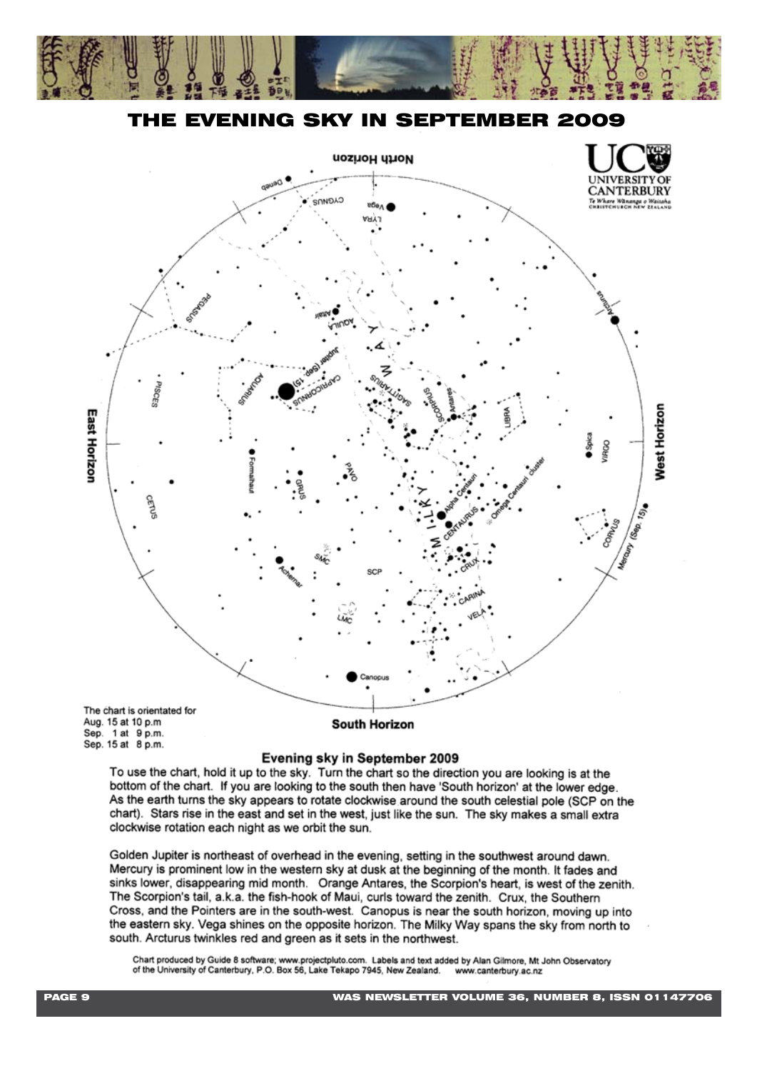# THE EVENING SKY IN SEPTEMBER 2009

The chart is orientated for
Aug. 15 at 10 p.m
Sep. 1 at 9 p.m.
Sep. 15 at 8 p.m.

## Evening sky in September 2009

To use the chart, hold it up to the sky. Turn the chart so the direction you are looking is at the bottom of the chart. If you are looking to the south then have 'South horizon' at the lower edge. As the earth turns the sky appears to rotate clockwise around the south celestial pole (SCP on the chart). Stars rise in the east and set in the west, just like the sun. The sky makes a small extra clockwise rotation each night as we orbit the sun.

Golden Jupiter is northeast of overhead in the evening, setting in the southwest around dawn. Mercury is prominent low in the western sky at dusk at the beginning of the month. It fades and sinks lower, disappearing mid month. Orange Antares, the Scorpion's heart, is west of the zenith. The Scorpion's tail, a.k.a. the fish-hook of Maui, curls toward the zenith. Crux, the Southern Cross, and the Pointers are in the south-west. Canopus is near the south horizon, moving up into the eastern sky. Vega shines on the opposite horizon. The Milky Way spans the sky from north to south. Arcturus twinkles red and green as it sets in the northwest.

Chart produced by Guide 8 software; www.projectpluto.com. Labels and text added by Alan Gilmore, Mt John Observatory of the University of Canterbury, P.O. Box 56, Lake Tekapo 7945, New Zealand. www.canterbury.ac.nz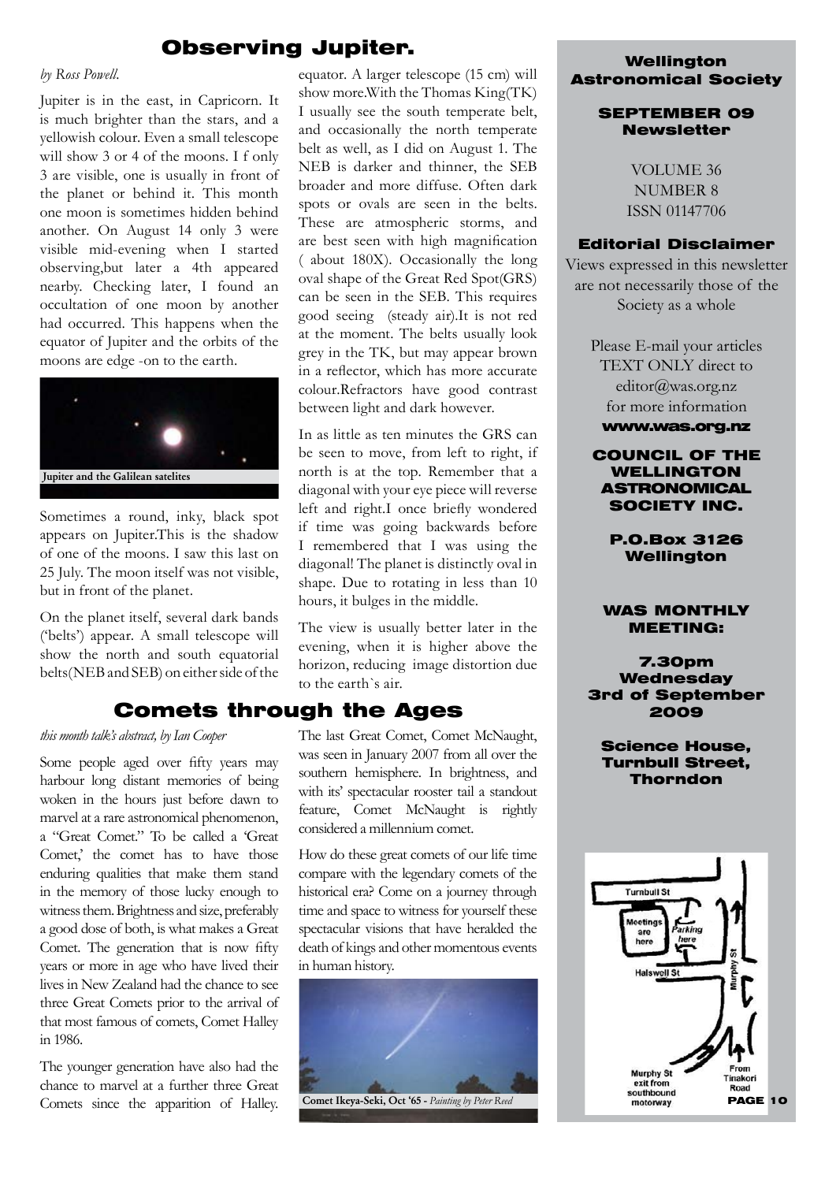# Observing Jupiter.

*by Ross Powell.*

Jupiter is in the east, in Capricorn. It is much brighter than the stars, and a yellowish colour. Even a small telescope will show 3 or 4 of the moons. I f only 3 are visible, one is usually in front of the planet or behind it. This month one moon is sometimes hidden behind another. On August 14 only 3 were visible mid-evening when I started observing,but later a 4th appeared nearby. Checking later, I found an occultation of one moon by another had occurred. This happens when the equator of Jupiter and the orbits of the moons are edge -on to the earth.

**Jupiter and the Galilean satelites**

Sometimes a round, inky, black spot appears on Jupiter.This is the shadow of one of the moons. I saw this last on 25 July. The moon itself was not visible, but in front of the planet.

On the planet itself, several dark bands ('belts') appear. A small telescope will show the north and south equatorial belts(NEB and SEB) on either side of the equator. A larger telescope (15 cm) will show more.With the Thomas King(TK) I usually see the south temperate belt, and occasionally the north temperate belt as well, as I did on August 1. The NEB is darker and thinner, the SEB broader and more diffuse. Often dark spots or ovals are seen in the belts. These are atmospheric storms, and are best seen with high magnification ( about 180X). Occasionally the long oval shape of the Great Red Spot(GRS) can be seen in the SEB. This requires good seeing (steady air).It is not red at the moment. The belts usually look grey in the TK, but may appear brown in a reflector, which has more accurate colour.Refractors have good contrast between light and dark however.

In as little as ten minutes the GRS can be seen to move, from left to right, if north is at the top. Remember that a diagonal with your eye piece will reverse left and right.I once briefly wondered if time was going backwards before I remembered that I was using the diagonal! The planet is distinctly oval in shape. Due to rotating in less than 10 hours, it bulges in the middle.

The view is usually better later in the evening, when it is higher above the horizon, reducing image distortion due to the earth`s air.

# Comets through the Ages

*this month talk's abstract, by Ian Cooper*

Some people aged over fifty years may harbour long distant memories of being woken in the hours just before dawn to marvel at a rare astronomical phenomenon, a "Great Comet." To be called a 'Great Comet,' the comet has to have those enduring qualities that make them stand in the memory of those lucky enough to witness them. Brightness and size, preferably a good dose of both, is what makes a Great Comet. The generation that is now fifty years or more in age who have lived their lives in New Zealand had the chance to see three Great Comets prior to the arrival of that most famous of comets, Comet Halley in 1986.

The younger generation have also had the chance to marvel at a further three Great Comets since the apparition of Halley. The last Great Comet, Comet McNaught, was seen in January 2007 from all over the southern hemisphere. In brightness, and with its' spectacular rooster tail a standout feature, Comet McNaught is rightly considered a millennium comet.

How do these great comets of our life time compare with the legendary comets of the historical era? Come on a journey through time and space to witness for yourself these spectacular visions that have heralded the death of kings and other momentous events in human history.

**Comet Ikeya-Seki, Oct '65** - *Painting by Peter Reed*

---

**Wellington Astronomical Society**

**SEPTEMBER 09 Newsletter**

VOLUME 36
NUMBER 8
ISSN 01147706

**Editorial Disclaimer**

Views expressed in this newsletter are not necessarily those of the Society as a whole

Please E-mail your articles TEXT ONLY direct to editor@was.org.nz for more information
**www.was.org.nz**

**COUNCIL OF THE WELLINGTON ASTRONOMICAL SOCIETY INC.**

**P.O.Box 3126 Wellington**

**WAS MONTHLY MEETING:**

**7.30pm Wednesday 3rd of September 2009**

**Science House, Turnbull Street, Thorndon**

Turnbull St
Meetings are here
Parking here
Halswell St
Murphy St
Murphy St exit from southbound motorway
From Tinakori Road